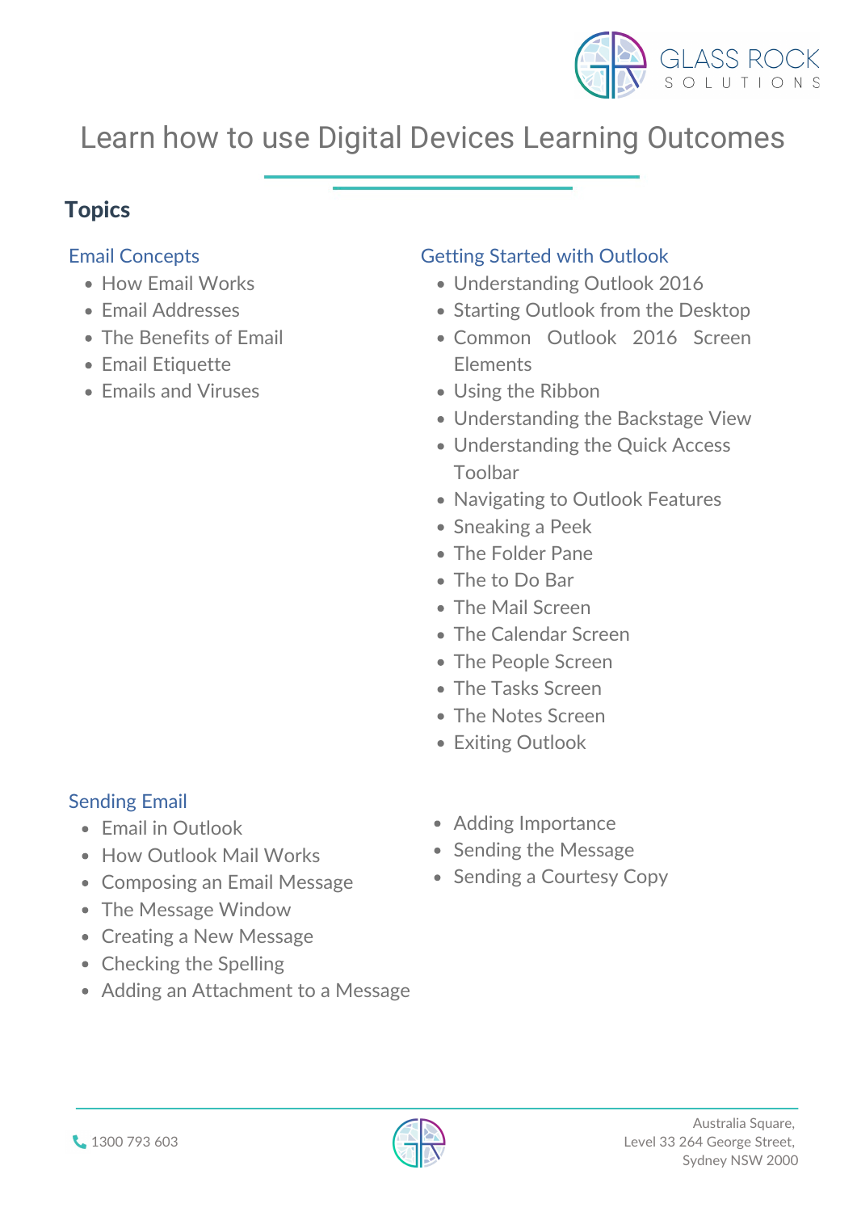GLASS ROCK
SOLUTIONS

# Learn how to use Digital Devices Learning Outcomes

## Topics

### Email Concepts

- How Email Works
- Email Addresses
- The Benefits of Email
- Email Etiquette
- Emails and Viruses

### Getting Started with Outlook

- Understanding Outlook 2016
- Starting Outlook from the Desktop
- Common Outlook 2016 Screen Elements
- Using the Ribbon
- Understanding the Backstage View
- Understanding the Quick Access Toolbar
- Navigating to Outlook Features
- Sneaking a Peek
- The Folder Pane
- The to Do Bar
- The Mail Screen
- The Calendar Screen
- The People Screen
- The Tasks Screen
- The Notes Screen
- Exiting Outlook

### Sending Email

- Email in Outlook
- How Outlook Mail Works
- Composing an Email Message
- The Message Window
- Creating a New Message
- Checking the Spelling
- Adding an Attachment to a Message
- Adding Importance
- Sending the Message
- Sending a Courtesy Copy

1300 793 603

Australia Square,
Level 33 264 George Street,
Sydney NSW 2000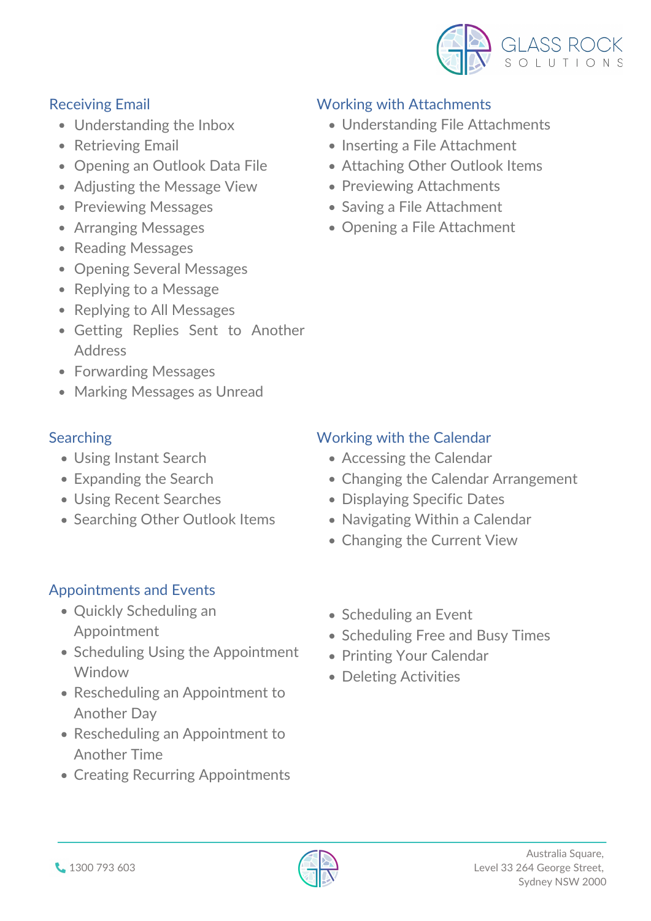## Receiving Email

- Understanding the Inbox
- Retrieving Email
- Opening an Outlook Data File
- Adjusting the Message View
- Previewing Messages
- Arranging Messages
- Reading Messages
- Opening Several Messages
- Replying to a Message
- Replying to All Messages
- Getting Replies Sent to Another Address
- Forwarding Messages
- Marking Messages as Unread

## Working with Attachments

- Understanding File Attachments
- Inserting a File Attachment
- Attaching Other Outlook Items
- Previewing Attachments
- Saving a File Attachment
- Opening a File Attachment

## Searching

- Using Instant Search
- Expanding the Search
- Using Recent Searches
- Searching Other Outlook Items

## Working with the Calendar

- Accessing the Calendar
- Changing the Calendar Arrangement
- Displaying Specific Dates
- Navigating Within a Calendar
- Changing the Current View

## Appointments and Events

- Quickly Scheduling an Appointment
- Scheduling Using the Appointment Window
- Rescheduling an Appointment to Another Day
- Rescheduling an Appointment to Another Time
- Creating Recurring Appointments
- Scheduling an Event
- Scheduling Free and Busy Times
- Printing Your Calendar
- Deleting Activities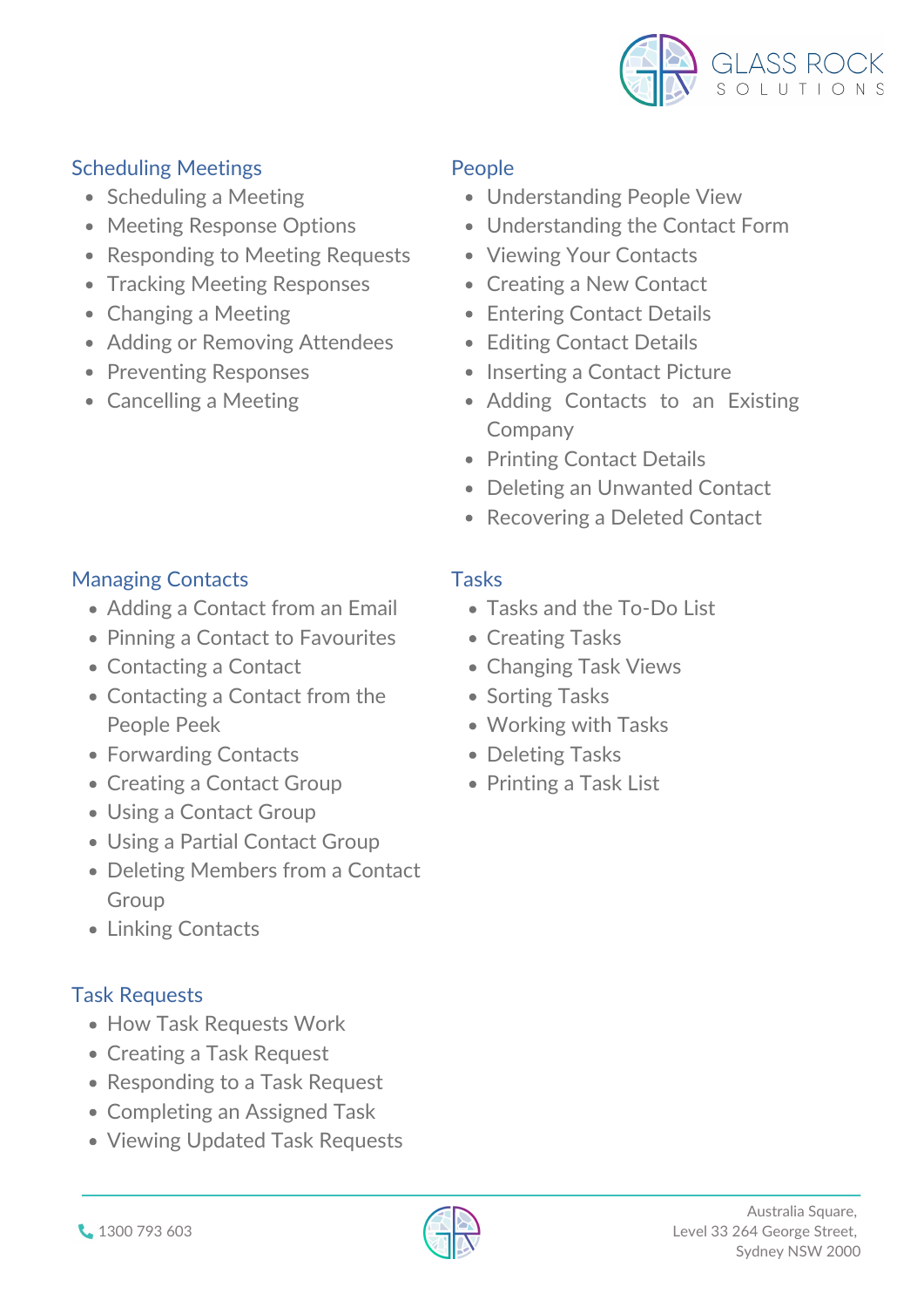## Scheduling Meetings

- Scheduling a Meeting
- Meeting Response Options
- Responding to Meeting Requests
- Tracking Meeting Responses
- Changing a Meeting
- Adding or Removing Attendees
- Preventing Responses
- Cancelling a Meeting

## People

- Understanding People View
- Understanding the Contact Form
- Viewing Your Contacts
- Creating a New Contact
- Entering Contact Details
- Editing Contact Details
- Inserting a Contact Picture
- Adding Contacts to an Existing Company
- Printing Contact Details
- Deleting an Unwanted Contact
- Recovering a Deleted Contact

## Managing Contacts

- Adding a Contact from an Email
- Pinning a Contact to Favourites
- Contacting a Contact
- Contacting a Contact from the People Peek
- Forwarding Contacts
- Creating a Contact Group
- Using a Contact Group
- Using a Partial Contact Group
- Deleting Members from a Contact Group
- Linking Contacts

## Tasks

- Tasks and the To-Do List
- Creating Tasks
- Changing Task Views
- Sorting Tasks
- Working with Tasks
- Deleting Tasks
- Printing a Task List

## Task Requests

- How Task Requests Work
- Creating a Task Request
- Responding to a Task Request
- Completing an Assigned Task
- Viewing Updated Task Requests